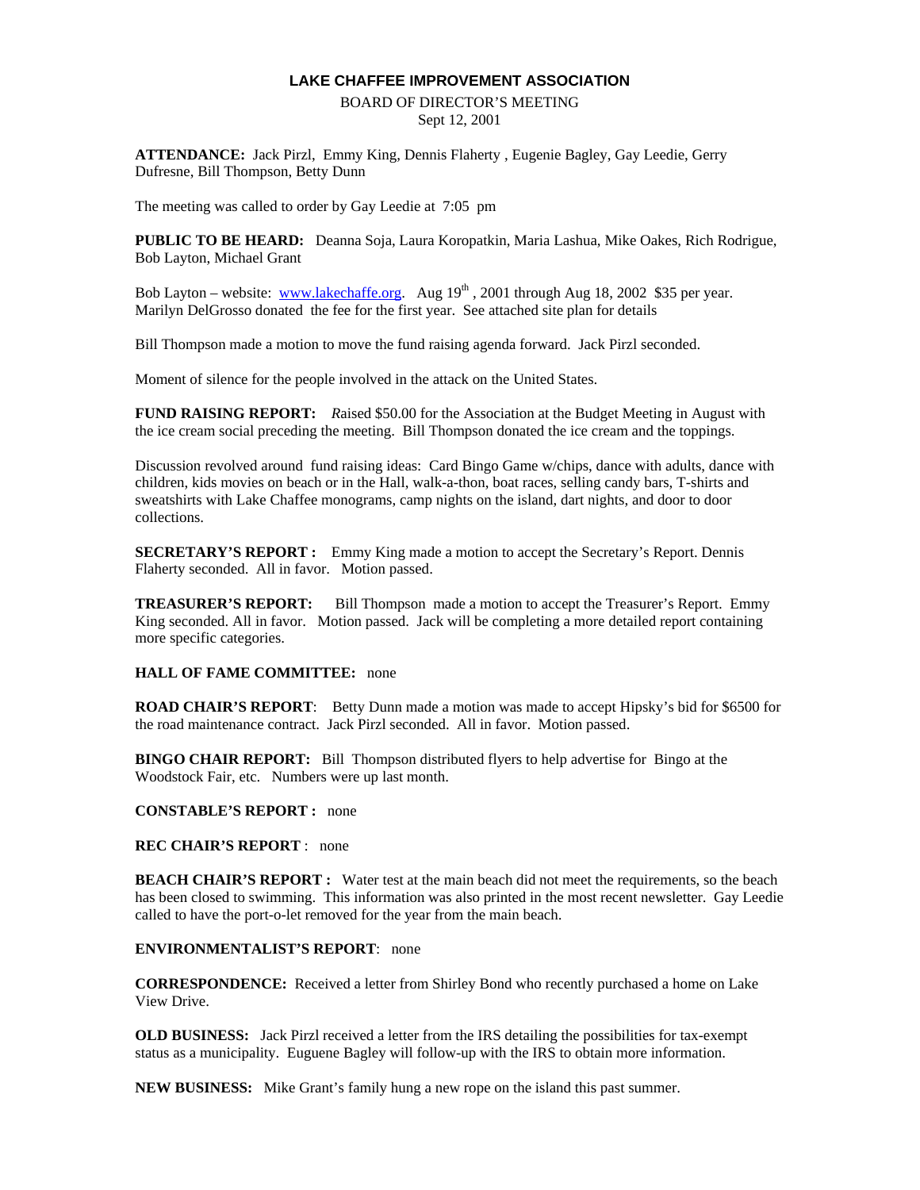# LAKE CHAFFEE IMPROVEMENT ASSOCIATION

BOARD OF DIRECTOR'S MEETING
Sept 12, 2001

**ATTENDANCE:** Jack Pirzl, Emmy King, Dennis Flaherty , Eugenie Bagley, Gay Leedie, Gerry Dufresne, Bill Thompson, Betty Dunn

The meeting was called to order by Gay Leedie at 7:05 pm

**PUBLIC TO BE HEARD:** Deanna Soja, Laura Koropatkin, Maria Lashua, Mike Oakes, Rich Rodrigue, Bob Layton, Michael Grant

Bob Layton – website: www.lakechaffe.org. Aug 19th , 2001 through Aug 18, 2002 $35 per year. Marilyn DelGrosso donated the fee for the first year. See attached site plan for details

Bill Thompson made a motion to move the fund raising agenda forward. Jack Pirzl seconded.

Moment of silence for the people involved in the attack on the United States.

**FUND RAISING REPORT:** *R*aised $50.00 for the Association at the Budget Meeting in August with the ice cream social preceding the meeting. Bill Thompson donated the ice cream and the toppings.

Discussion revolved around fund raising ideas: Card Bingo Game w/chips, dance with adults, dance with children, kids movies on beach or in the Hall, walk-a-thon, boat races, selling candy bars, T-shirts and sweatshirts with Lake Chaffee monograms, camp nights on the island, dart nights, and door to door collections.

**SECRETARY'S REPORT :** Emmy King made a motion to accept the Secretary's Report. Dennis Flaherty seconded. All in favor. Motion passed.

**TREASURER'S REPORT:** Bill Thompson made a motion to accept the Treasurer's Report. Emmy King seconded. All in favor. Motion passed. Jack will be completing a more detailed report containing more specific categories.

**HALL OF FAME COMMITTEE:** none

**ROAD CHAIR'S REPORT**: Betty Dunn made a motion was made to accept Hipsky's bid for $6500 for the road maintenance contract. Jack Pirzl seconded. All in favor. Motion passed.

**BINGO CHAIR REPORT:** Bill Thompson distributed flyers to help advertise for Bingo at the Woodstock Fair, etc. Numbers were up last month.

**CONSTABLE'S REPORT :** none

**REC CHAIR'S REPORT** : none

**BEACH CHAIR'S REPORT :** Water test at the main beach did not meet the requirements, so the beach has been closed to swimming. This information was also printed in the most recent newsletter. Gay Leedie called to have the port-o-let removed for the year from the main beach.

**ENVIRONMENTALIST'S REPORT**: none

**CORRESPONDENCE:** Received a letter from Shirley Bond who recently purchased a home on Lake View Drive.

**OLD BUSINESS:** Jack Pirzl received a letter from the IRS detailing the possibilities for tax-exempt status as a municipality. Euguene Bagley will follow-up with the IRS to obtain more information.

**NEW BUSINESS:** Mike Grant's family hung a new rope on the island this past summer.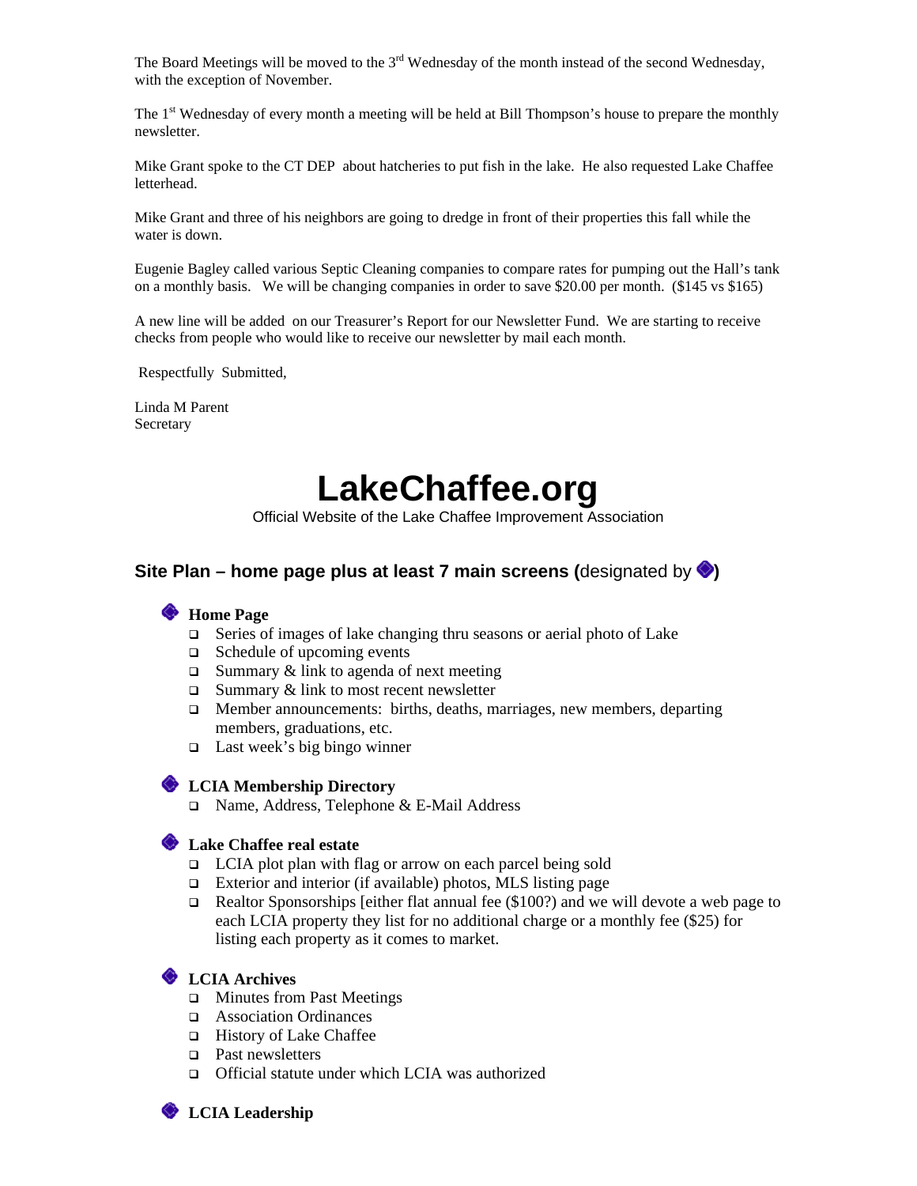The Board Meetings will be moved to the 3rd Wednesday of the month instead of the second Wednesday, with the exception of November.

The 1st Wednesday of every month a meeting will be held at Bill Thompson's house to prepare the monthly newsletter.

Mike Grant spoke to the CT DEP about hatcheries to put fish in the lake. He also requested Lake Chaffee letterhead.

Mike Grant and three of his neighbors are going to dredge in front of their properties this fall while the water is down.

Eugenie Bagley called various Septic Cleaning companies to compare rates for pumping out the Hall's tank on a monthly basis. We will be changing companies in order to save $20.00 per month. ($145 vs $165)

A new line will be added on our Treasurer's Report for our Newsletter Fund. We are starting to receive checks from people who would like to receive our newsletter by mail each month.

Respectfully Submitted,

Linda M Parent
Secretary

# LakeChaffee.org

Official Website of the Lake Chaffee Improvement Association

## Site Plan – home page plus at least 7 main screens (designated by ◆)

◆ **Home Page**

- Series of images of lake changing thru seasons or aerial photo of Lake
- Schedule of upcoming events
- Summary & link to agenda of next meeting
- Summary & link to most recent newsletter
- Member announcements: births, deaths, marriages, new members, departing members, graduations, etc.
- Last week's big bingo winner

◆ **LCIA Membership Directory**

- Name, Address, Telephone & E-Mail Address

◆ **Lake Chaffee real estate**

- LCIA plot plan with flag or arrow on each parcel being sold
- Exterior and interior (if available) photos, MLS listing page
- Realtor Sponsorships [either flat annual fee ($100?) and we will devote a web page to each LCIA property they list for no additional charge or a monthly fee ($25) for listing each property as it comes to market.

◆ **LCIA Archives**

- Minutes from Past Meetings
- Association Ordinances
- History of Lake Chaffee
- Past newsletters
- Official statute under which LCIA was authorized

◆ **LCIA Leadership**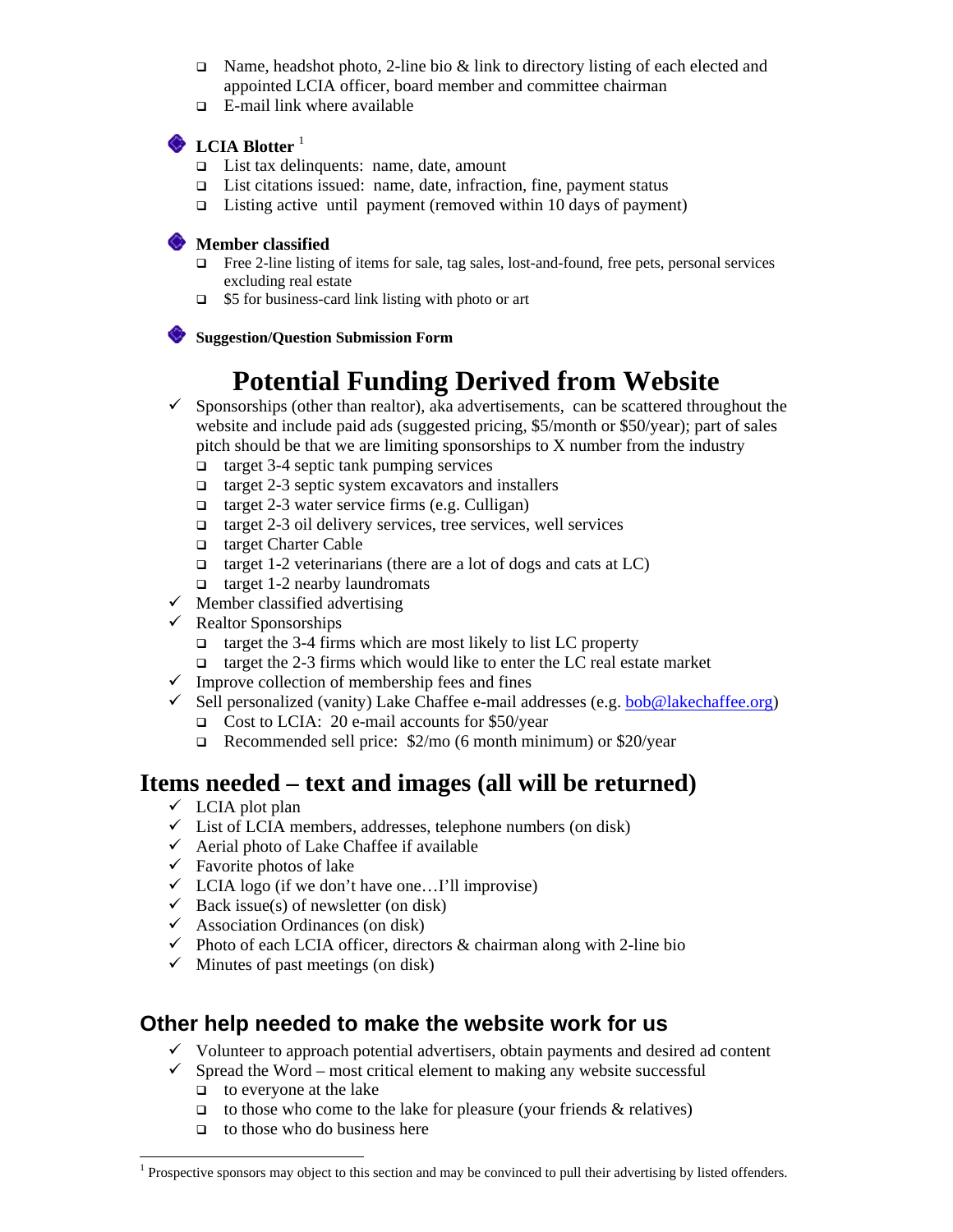- Name, headshot photo, 2-line bio & link to directory listing of each elected and appointed LCIA officer, board member and committee chairman
- E-mail link where available

**LCIA Blotter** [1]

- List tax delinquents: name, date, amount
- List citations issued: name, date, infraction, fine, payment status
- Listing active until payment (removed within 10 days of payment)

**Member classified**

- Free 2-line listing of items for sale, tag sales, lost-and-found, free pets, personal services excluding real estate
- $5 for business-card link listing with photo or art

**Suggestion/Question Submission Form**

# Potential Funding Derived from Website

- ✓ Sponsorships (other than realtor), aka advertisements, can be scattered throughout the website and include paid ads (suggested pricing, $5/month or $50/year); part of sales pitch should be that we are limiting sponsorships to X number from the industry
  - target 3-4 septic tank pumping services
  - target 2-3 septic system excavators and installers
  - target 2-3 water service firms (e.g. Culligan)
  - target 2-3 oil delivery services, tree services, well services
  - target Charter Cable
  - target 1-2 veterinarians (there are a lot of dogs and cats at LC)
  - target 1-2 nearby laundromats
- ✓ Member classified advertising
- ✓ Realtor Sponsorships
  - target the 3-4 firms which are most likely to list LC property
  - target the 2-3 firms which would like to enter the LC real estate market
- ✓ Improve collection of membership fees and fines
- ✓ Sell personalized (vanity) Lake Chaffee e-mail addresses (e.g. bob@lakechaffee.org)
  - Cost to LCIA: 20 e-mail accounts for $50/year
  - Recommended sell price: $2/mo (6 month minimum) or $20/year

## Items needed – text and images (all will be returned)

- ✓ LCIA plot plan
- ✓ List of LCIA members, addresses, telephone numbers (on disk)
- ✓ Aerial photo of Lake Chaffee if available
- ✓ Favorite photos of lake
- ✓ LCIA logo (if we don't have one…I'll improvise)
- ✓ Back issue(s) of newsletter (on disk)
- ✓ Association Ordinances (on disk)
- ✓ Photo of each LCIA officer, directors & chairman along with 2-line bio
- ✓ Minutes of past meetings (on disk)

## Other help needed to make the website work for us

- ✓ Volunteer to approach potential advertisers, obtain payments and desired ad content
- ✓ Spread the Word – most critical element to making any website successful
  - to everyone at the lake
  - to those who come to the lake for pleasure (your friends & relatives)
  - to those who do business here

[1] Prospective sponsors may object to this section and may be convinced to pull their advertising by listed offenders.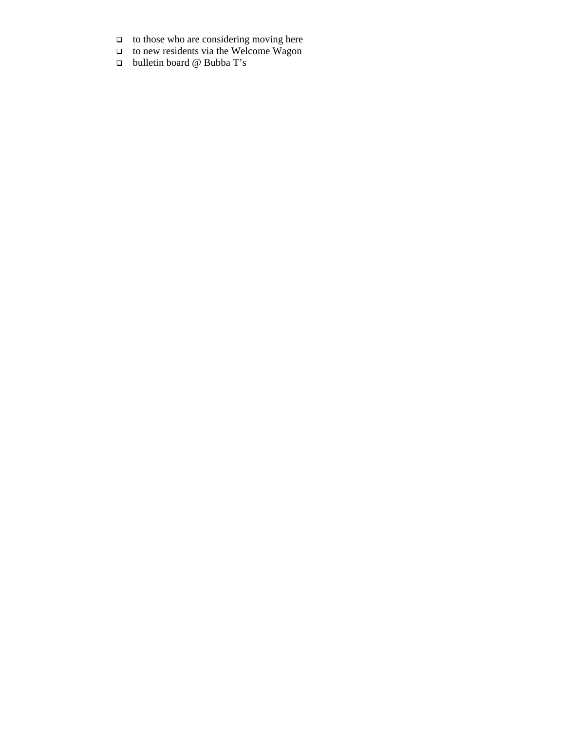- to those who are considering moving here
- to new residents via the Welcome Wagon
- bulletin board @ Bubba T's